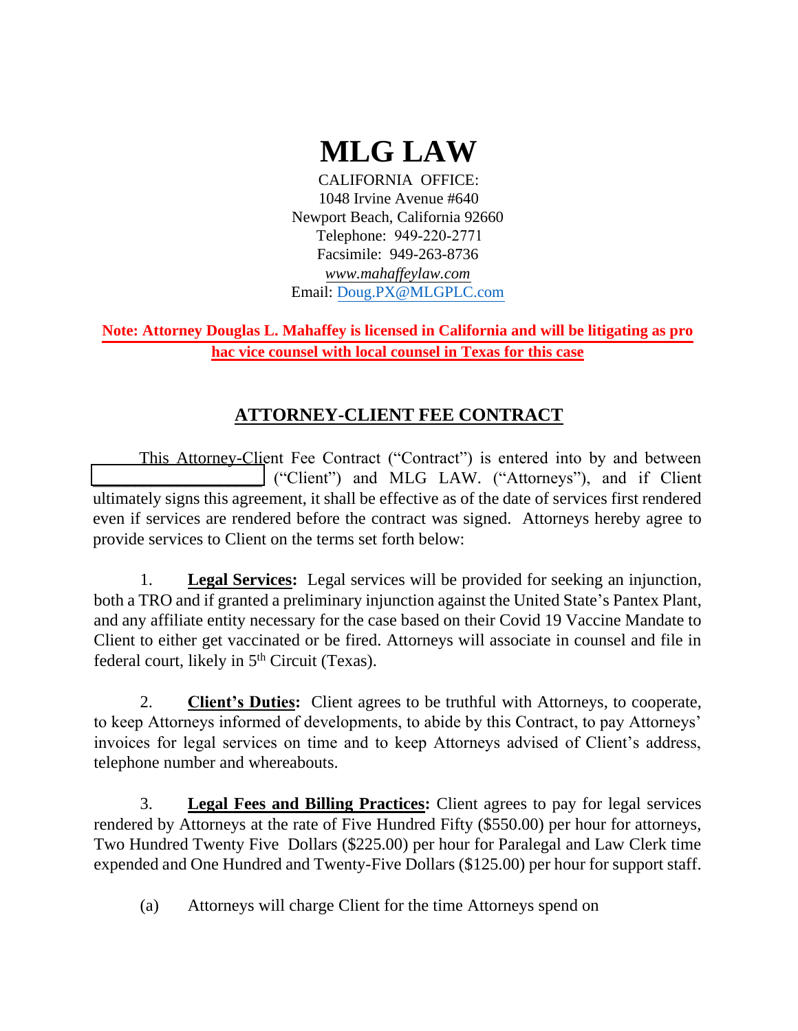# MLG LAW

CALIFORNIA OFFICE:
1048 Irvine Avenue #640
Newport Beach, California 92660
Telephone: 949-220-2771
Facsimile: 949-263-8736
*www.mahaffeylaw.com*
Email: Doug.PX@MLGPLC.com

**Note: Attorney Douglas L. Mahaffey is licensed in California and will be litigating as pro hac vice counsel with local counsel in Texas for this case**

## ATTORNEY-CLIENT FEE CONTRACT

This Attorney-Client Fee Contract ("Contract") is entered into by and between ____________________ ("Client") and MLG LAW. ("Attorneys"), and if Client ultimately signs this agreement, it shall be effective as of the date of services first rendered even if services are rendered before the contract was signed. Attorneys hereby agree to provide services to Client on the terms set forth below:

1. **Legal Services:** Legal services will be provided for seeking an injunction, both a TRO and if granted a preliminary injunction against the United State's Pantex Plant, and any affiliate entity necessary for the case based on their Covid 19 Vaccine Mandate to Client to either get vaccinated or be fired. Attorneys will associate in counsel and file in federal court, likely in 5th Circuit (Texas).

2. **Client's Duties:** Client agrees to be truthful with Attorneys, to cooperate, to keep Attorneys informed of developments, to abide by this Contract, to pay Attorneys' invoices for legal services on time and to keep Attorneys advised of Client's address, telephone number and whereabouts.

3. **Legal Fees and Billing Practices:** Client agrees to pay for legal services rendered by Attorneys at the rate of Five Hundred Fifty ($550.00) per hour for attorneys, Two Hundred Twenty Five Dollars ($225.00) per hour for Paralegal and Law Clerk time expended and One Hundred and Twenty-Five Dollars ($125.00) per hour for support staff.

(a) Attorneys will charge Client for the time Attorneys spend on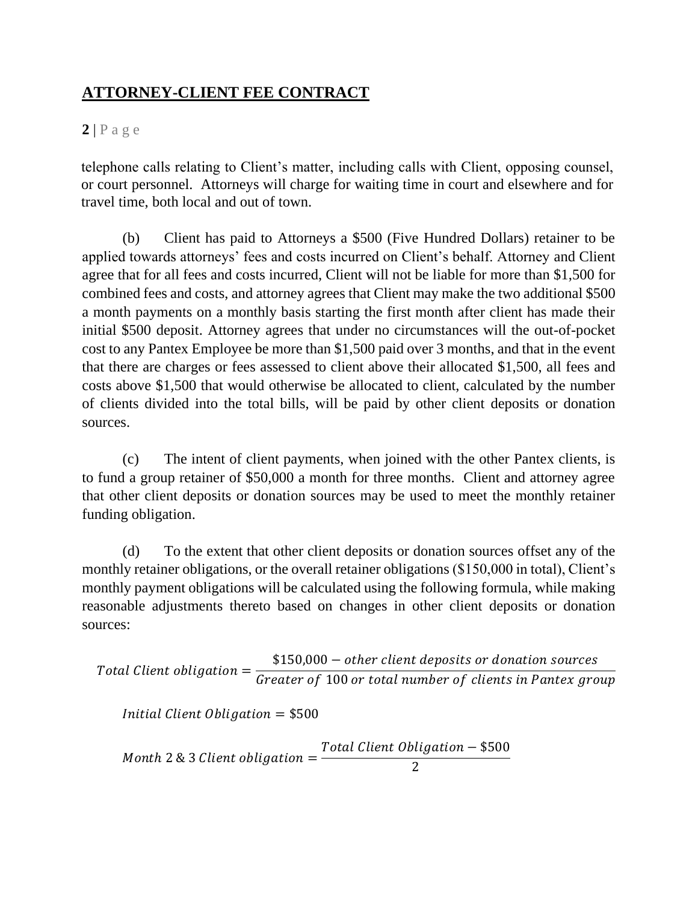telephone calls relating to Client's matter, including calls with Client, opposing counsel, or court personnel. Attorneys will charge for waiting time in court and elsewhere and for travel time, both local and out of town.

(b) Client has paid to Attorneys a $500 (Five Hundred Dollars) retainer to be applied towards attorneys' fees and costs incurred on Client's behalf. Attorney and Client agree that for all fees and costs incurred, Client will not be liable for more than $1,500 for combined fees and costs, and attorney agrees that Client may make the two additional $500 a month payments on a monthly basis starting the first month after client has made their initial $500 deposit. Attorney agrees that under no circumstances will the out-of-pocket cost to any Pantex Employee be more than $1,500 paid over 3 months, and that in the event that there are charges or fees assessed to client above their allocated $1,500, all fees and costs above $1,500 that would otherwise be allocated to client, calculated by the number of clients divided into the total bills, will be paid by other client deposits or donation sources.

(c) The intent of client payments, when joined with the other Pantex clients, is to fund a group retainer of $50,000 a month for three months. Client and attorney agree that other client deposits or donation sources may be used to meet the monthly retainer funding obligation.

(d) To the extent that other client deposits or donation sources offset any of the monthly retainer obligations, or the overall retainer obligations ($150,000 in total), Client's monthly payment obligations will be calculated using the following formula, while making reasonable adjustments thereto based on changes in other client deposits or donation sources:

$$Total\ Client\ obligation = \frac{\$150{,}000 - other\ client\ deposits\ or\ donation\ sources}{Greater\ of\ 100\ or\ total\ number\ of\ clients\ in\ Pantex\ group}$$

$$Initial\ Client\ Obligation = \$500$$

$$Month\ 2\ \&\ 3\ Client\ obligation = \frac{Total\ Client\ Obligation - \$500}{2}$$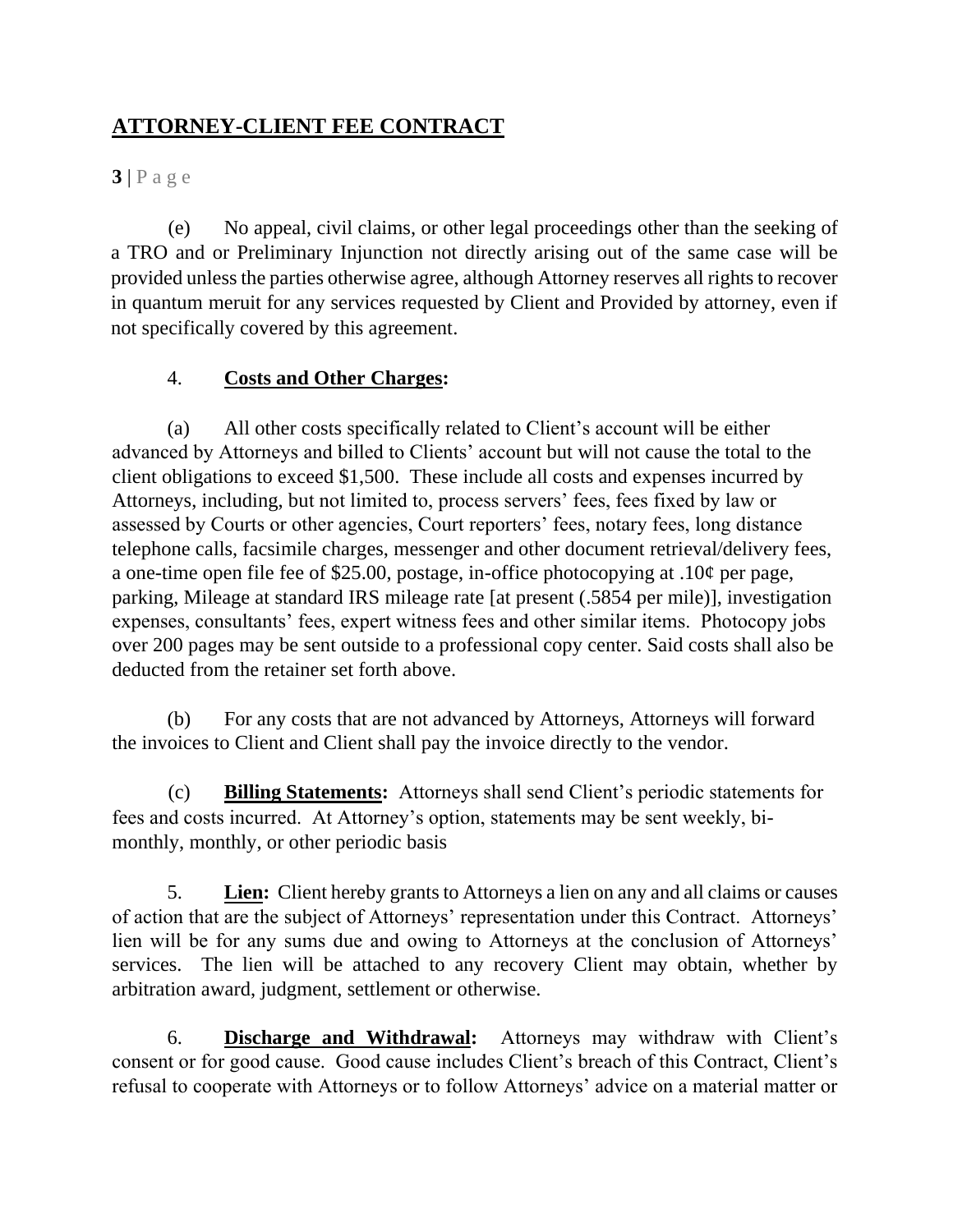(e) No appeal, civil claims, or other legal proceedings other than the seeking of a TRO and or Preliminary Injunction not directly arising out of the same case will be provided unless the parties otherwise agree, although Attorney reserves all rights to recover in quantum meruit for any services requested by Client and Provided by attorney, even if not specifically covered by this agreement.

4. **Costs and Other Charges:**

(a) All other costs specifically related to Client's account will be either advanced by Attorneys and billed to Clients' account but will not cause the total to the client obligations to exceed $1,500. These include all costs and expenses incurred by Attorneys, including, but not limited to, process servers' fees, fees fixed by law or assessed by Courts or other agencies, Court reporters' fees, notary fees, long distance telephone calls, facsimile charges, messenger and other document retrieval/delivery fees, a one-time open file fee of $25.00, postage, in-office photocopying at .10¢ per page, parking, Mileage at standard IRS mileage rate [at present (.5854 per mile)], investigation expenses, consultants' fees, expert witness fees and other similar items. Photocopy jobs over 200 pages may be sent outside to a professional copy center. Said costs shall also be deducted from the retainer set forth above.

(b) For any costs that are not advanced by Attorneys, Attorneys will forward the invoices to Client and Client shall pay the invoice directly to the vendor.

(c) **Billing Statements:** Attorneys shall send Client's periodic statements for fees and costs incurred. At Attorney's option, statements may be sent weekly, bi-monthly, monthly, or other periodic basis

5. **Lien:** Client hereby grants to Attorneys a lien on any and all claims or causes of action that are the subject of Attorneys' representation under this Contract. Attorneys' lien will be for any sums due and owing to Attorneys at the conclusion of Attorneys' services. The lien will be attached to any recovery Client may obtain, whether by arbitration award, judgment, settlement or otherwise.

6. **Discharge and Withdrawal:** Attorneys may withdraw with Client's consent or for good cause. Good cause includes Client's breach of this Contract, Client's refusal to cooperate with Attorneys or to follow Attorneys' advice on a material matter or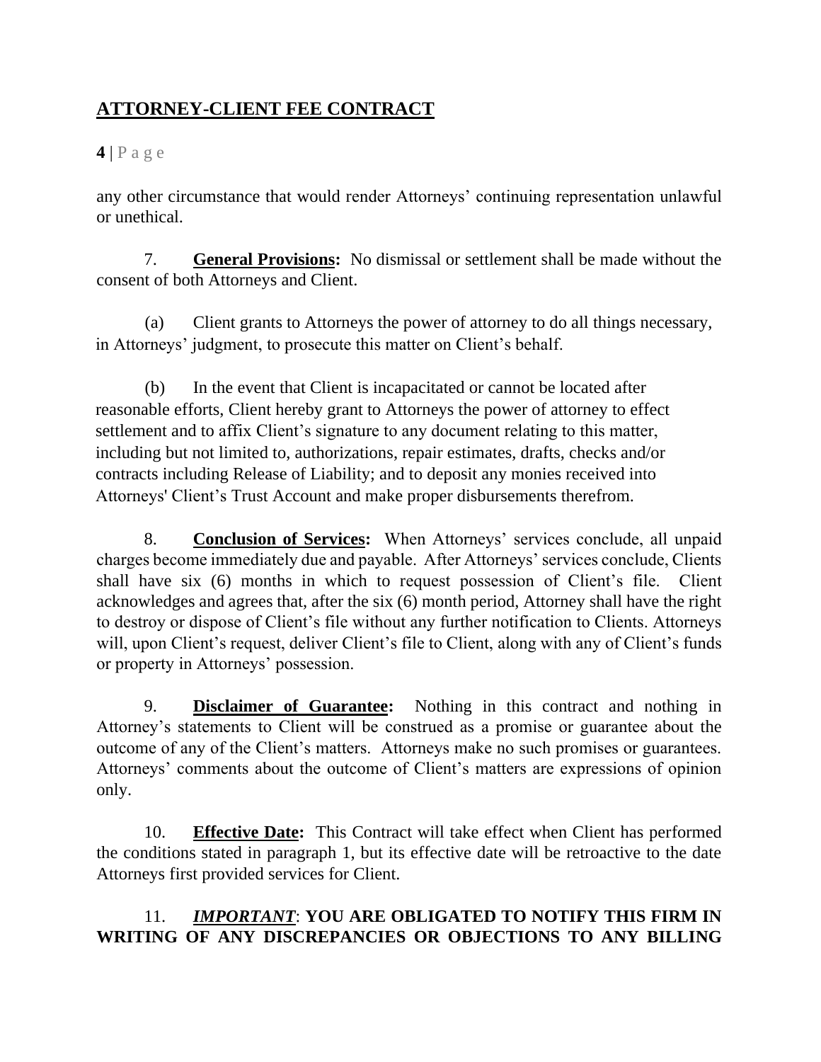any other circumstance that would render Attorneys' continuing representation unlawful or unethical.

7. **General Provisions:** No dismissal or settlement shall be made without the consent of both Attorneys and Client.

(a) Client grants to Attorneys the power of attorney to do all things necessary, in Attorneys' judgment, to prosecute this matter on Client's behalf.

(b) In the event that Client is incapacitated or cannot be located after reasonable efforts, Client hereby grant to Attorneys the power of attorney to effect settlement and to affix Client's signature to any document relating to this matter, including but not limited to, authorizations, repair estimates, drafts, checks and/or contracts including Release of Liability; and to deposit any monies received into Attorneys' Client's Trust Account and make proper disbursements therefrom.

8. **Conclusion of Services:** When Attorneys' services conclude, all unpaid charges become immediately due and payable. After Attorneys' services conclude, Clients shall have six (6) months in which to request possession of Client's file. Client acknowledges and agrees that, after the six (6) month period, Attorney shall have the right to destroy or dispose of Client's file without any further notification to Clients. Attorneys will, upon Client's request, deliver Client's file to Client, along with any of Client's funds or property in Attorneys' possession.

9. **Disclaimer of Guarantee:** Nothing in this contract and nothing in Attorney's statements to Client will be construed as a promise or guarantee about the outcome of any of the Client's matters. Attorneys make no such promises or guarantees. Attorneys' comments about the outcome of Client's matters are expressions of opinion only.

10. **Effective Date:** This Contract will take effect when Client has performed the conditions stated in paragraph 1, but its effective date will be retroactive to the date Attorneys first provided services for Client.

11. ***IMPORTANT***: **YOU ARE OBLIGATED TO NOTIFY THIS FIRM IN WRITING OF ANY DISCREPANCIES OR OBJECTIONS TO ANY BILLING**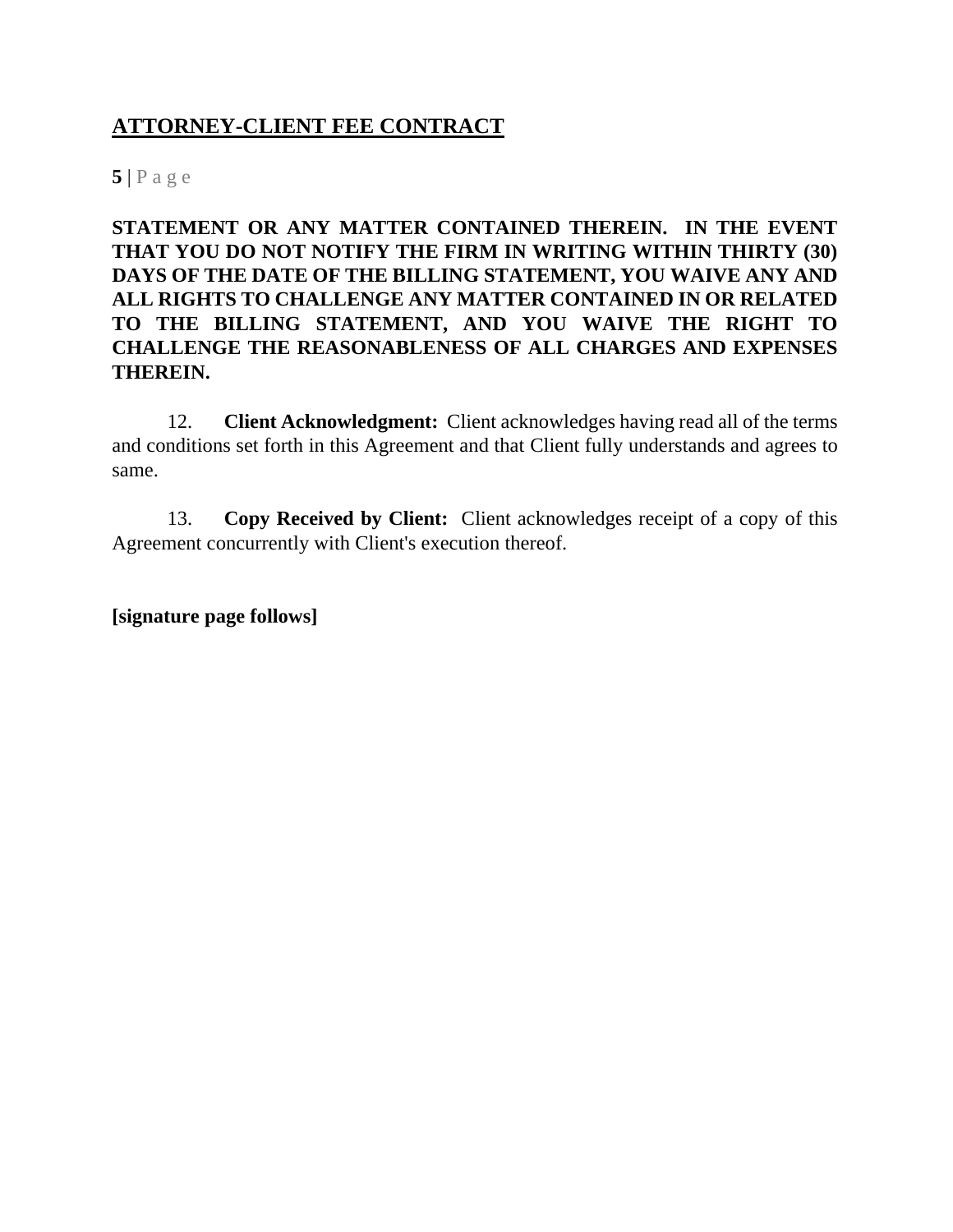**STATEMENT OR ANY MATTER CONTAINED THEREIN. IN THE EVENT THAT YOU DO NOT NOTIFY THE FIRM IN WRITING WITHIN THIRTY (30) DAYS OF THE DATE OF THE BILLING STATEMENT, YOU WAIVE ANY AND ALL RIGHTS TO CHALLENGE ANY MATTER CONTAINED IN OR RELATED TO THE BILLING STATEMENT, AND YOU WAIVE THE RIGHT TO CHALLENGE THE REASONABLENESS OF ALL CHARGES AND EXPENSES THEREIN.**

12. **Client Acknowledgment:** Client acknowledges having read all of the terms and conditions set forth in this Agreement and that Client fully understands and agrees to same.

13. **Copy Received by Client:** Client acknowledges receipt of a copy of this Agreement concurrently with Client's execution thereof.

**[signature page follows]**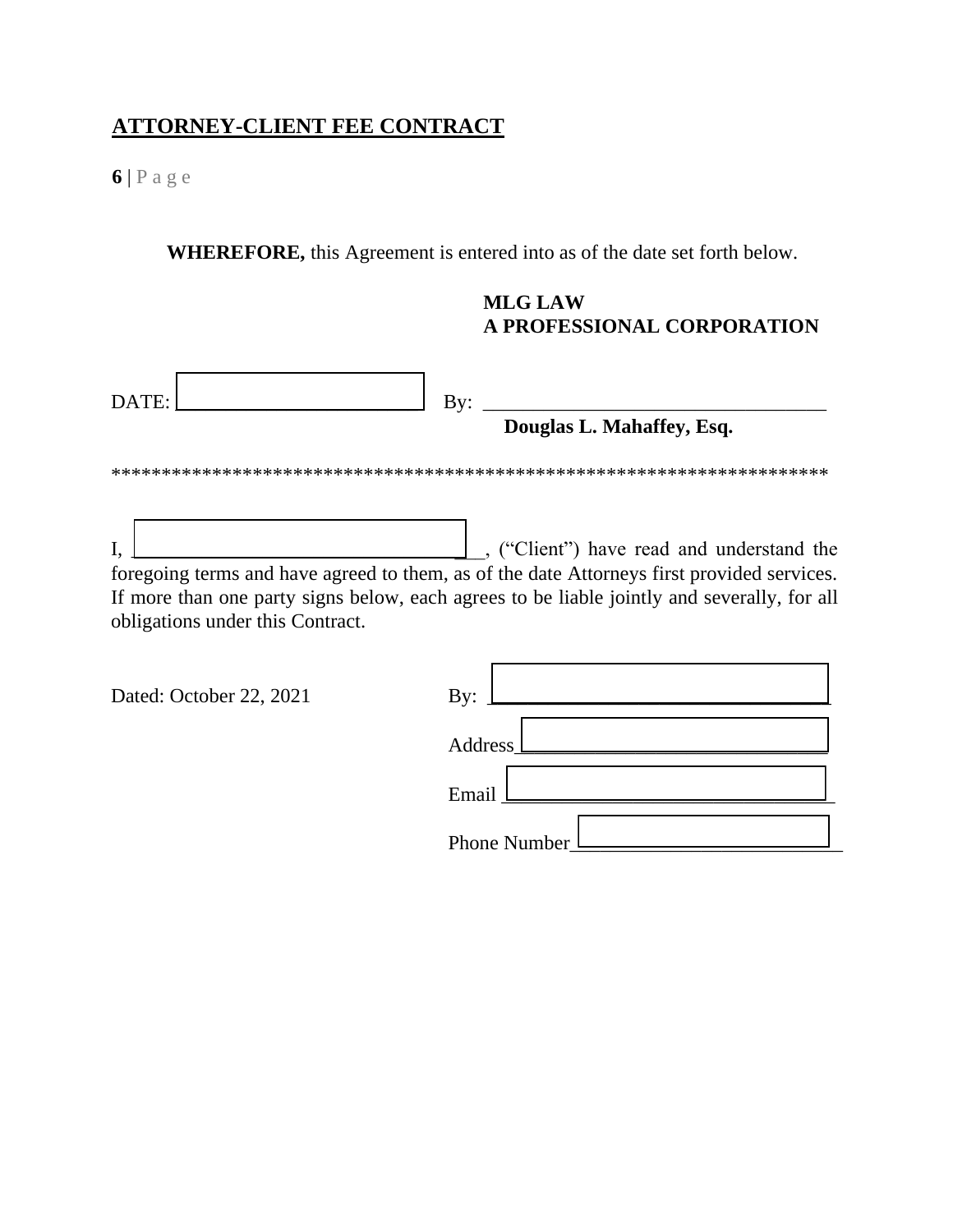**WHEREFORE,** this Agreement is entered into as of the date set forth below.

**MLG LAW**
**A PROFESSIONAL CORPORATION**

DATE: ______________________ By: ________________________________
**Douglas L. Mahaffey, Esq.**

***********************************************************************

I, ________________________________, ("Client") have read and understand the foregoing terms and have agreed to them, as of the date Attorneys first provided services. If more than one party signs below, each agrees to be liable jointly and severally, for all obligations under this Contract.

Dated: October 22, 2021

By: ________________________________

Address______________________________

Email ________________________________

Phone Number__________________________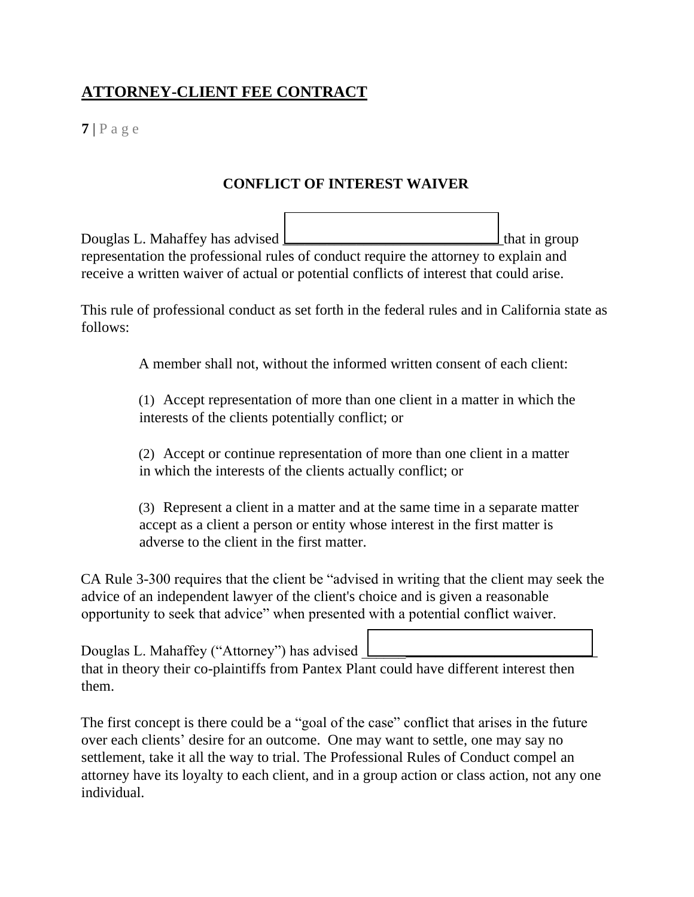**CONFLICT OF INTEREST WAIVER**

Douglas L. Mahaffey has advised ______________________________ that in group representation the professional rules of conduct require the attorney to explain and receive a written waiver of actual or potential conflicts of interest that could arise.

This rule of professional conduct as set forth in the federal rules and in California state as follows:

> A member shall not, without the informed written consent of each client:
>
> (1) Accept representation of more than one client in a matter in which the interests of the clients potentially conflict; or
>
> (2) Accept or continue representation of more than one client in a matter in which the interests of the clients actually conflict; or
>
> (3) Represent a client in a matter and at the same time in a separate matter accept as a client a person or entity whose interest in the first matter is adverse to the client in the first matter.

CA Rule 3-300 requires that the client be "advised in writing that the client may seek the advice of an independent lawyer of the client's choice and is given a reasonable opportunity to seek that advice" when presented with a potential conflict waiver.

Douglas L. Mahaffey ("Attorney") has advised ______________________________ that in theory their co-plaintiffs from Pantex Plant could have different interest then them.

The first concept is there could be a "goal of the case" conflict that arises in the future over each clients' desire for an outcome. One may want to settle, one may say no settlement, take it all the way to trial. The Professional Rules of Conduct compel an attorney have its loyalty to each client, and in a group action or class action, not any one individual.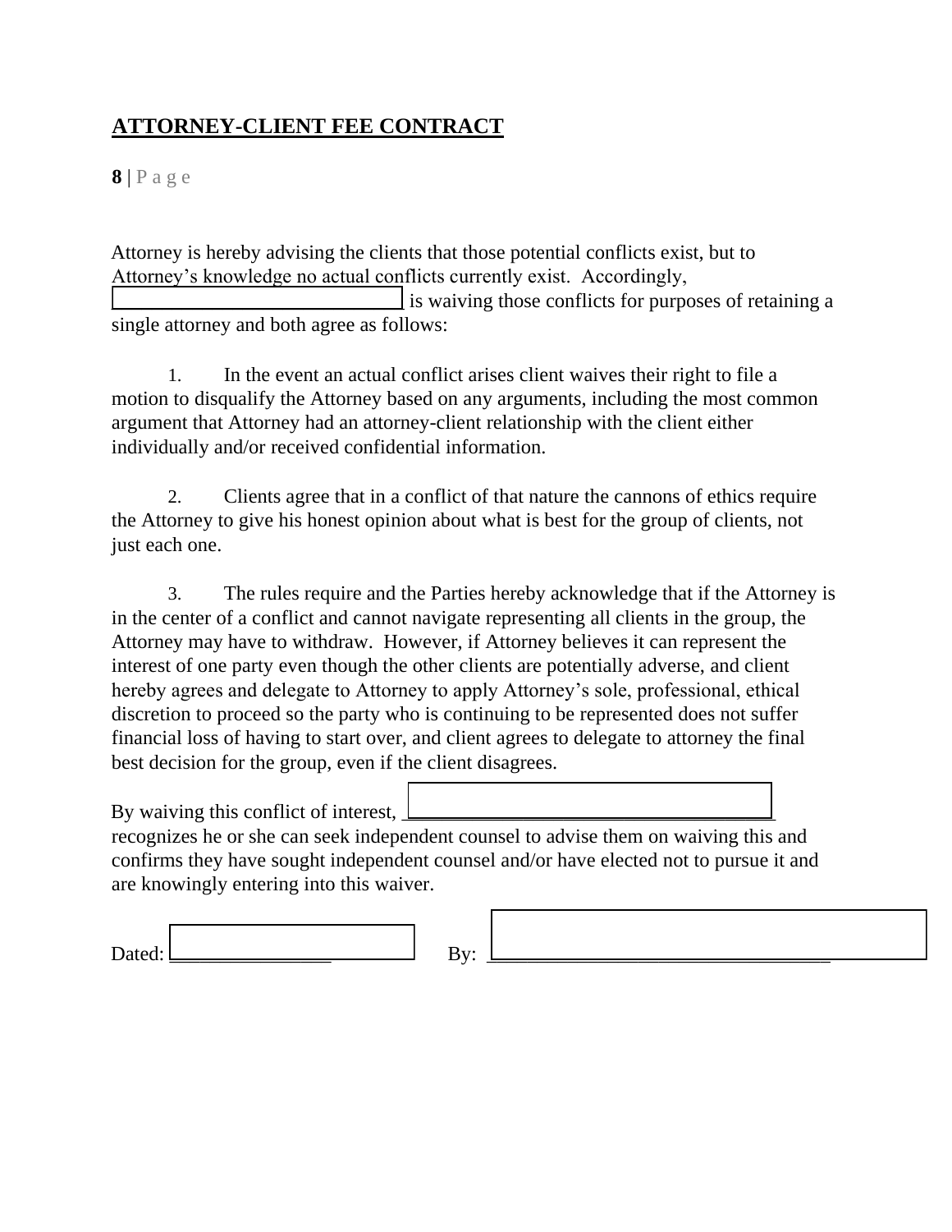## ATTORNEY-CLIENT FEE CONTRACT

Attorney is hereby advising the clients that those potential conflicts exist, but to Attorney's knowledge no actual conflicts currently exist. Accordingly, ______________________________ is waiving those conflicts for purposes of retaining a single attorney and both agree as follows:

1. In the event an actual conflict arises client waives their right to file a motion to disqualify the Attorney based on any arguments, including the most common argument that Attorney had an attorney-client relationship with the client either individually and/or received confidential information.

2. Clients agree that in a conflict of that nature the cannons of ethics require the Attorney to give his honest opinion about what is best for the group of clients, not just each one.

3. The rules require and the Parties hereby acknowledge that if the Attorney is in the center of a conflict and cannot navigate representing all clients in the group, the Attorney may have to withdraw. However, if Attorney believes it can represent the interest of one party even though the other clients are potentially adverse, and client hereby agrees and delegate to Attorney to apply Attorney's sole, professional, ethical discretion to proceed so the party who is continuing to be represented does not suffer financial loss of having to start over, and client agrees to delegate to attorney the final best decision for the group, even if the client disagrees.

By waiving this conflict of interest, ______________________________________ recognizes he or she can seek independent counsel to advise them on waiving this and confirms they have sought independent counsel and/or have elected not to pursue it and are knowingly entering into this waiver.

Dated: ________________ By: ____________________________________